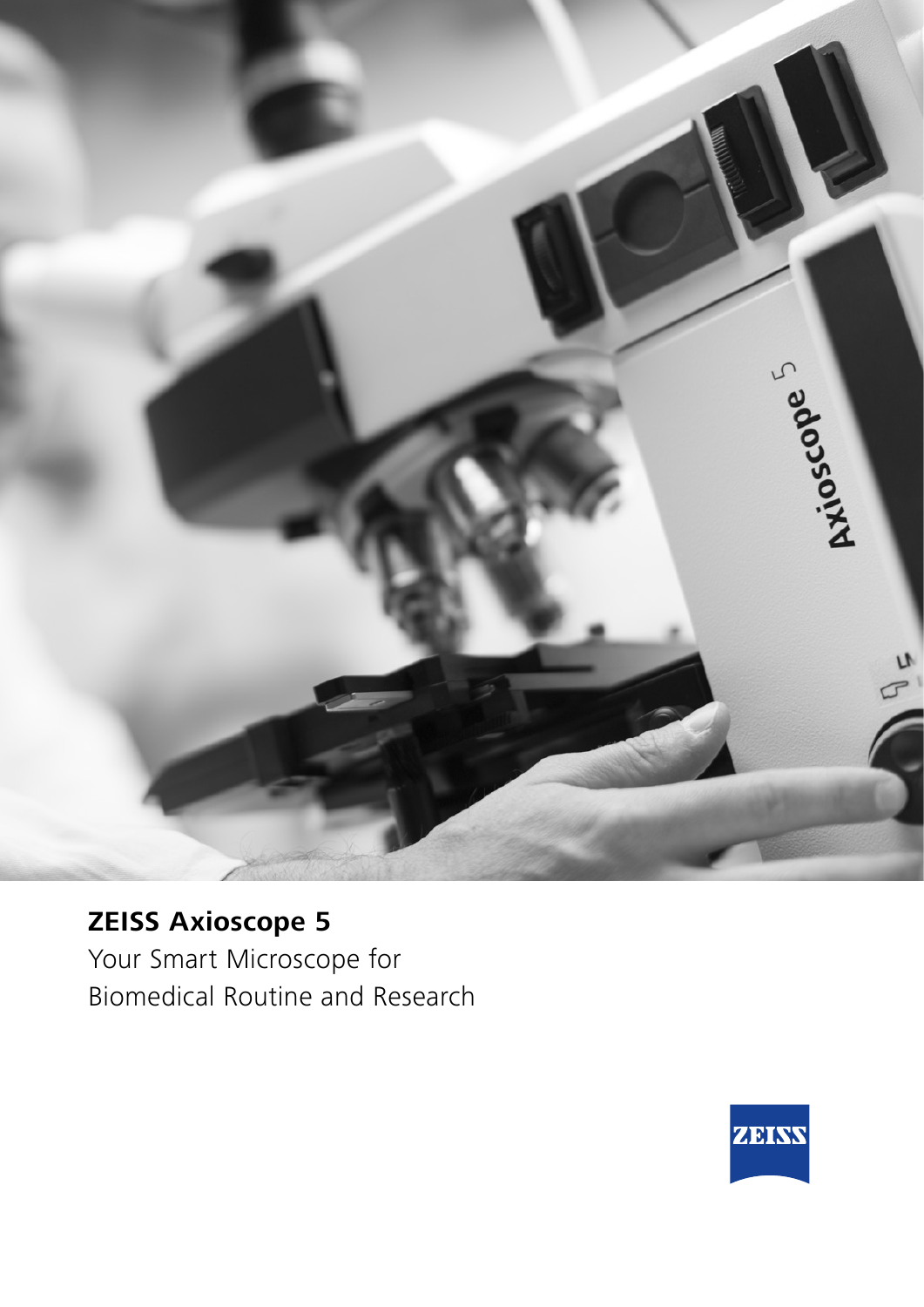# ZEISS Axioscope 5

Your Smart Microscope for Biomedical Routine and Research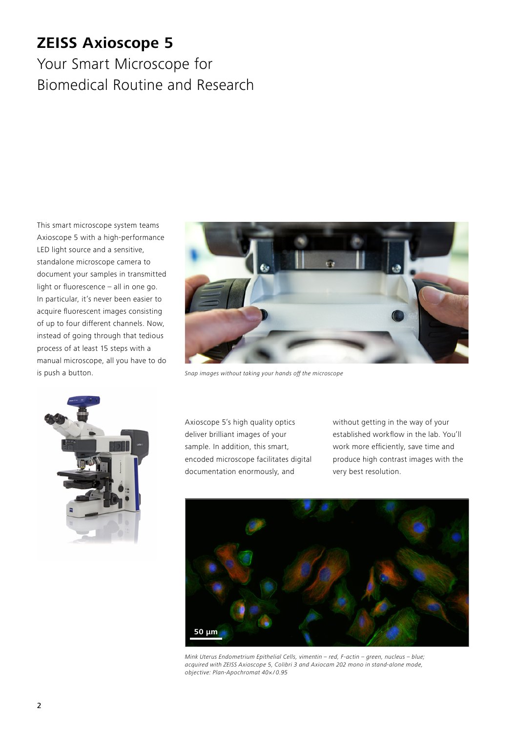# ZEISS Axioscope 5

## Your Smart Microscope for Biomedical Routine and Research

This smart microscope system teams Axioscope 5 with a high-performance LED light source and a sensitive, standalone microscope camera to document your samples in transmitted light or fluorescence – all in one go. In particular, it's never been easier to acquire fluorescent images consisting of up to four different channels. Now, instead of going through that tedious process of at least 15 steps with a manual microscope, all you have to do is push a button.

*Snap images without taking your hands off the microscope*

Axioscope 5's high quality optics deliver brilliant images of your sample. In addition, this smart, encoded microscope facilitates digital documentation enormously, and without getting in the way of your established workflow in the lab. You'll work more efficiently, save time and produce high contrast images with the very best resolution.

*Mink Uterus Endometrium Epithelial Cells, vimentin – red, F-actin – green, nucleus – blue; acquired with ZEISS Axioscope 5, Colibri 3 and Axiocam 202 mono in stand-alone mode, objective: Plan-Apochromat 40×/0.95*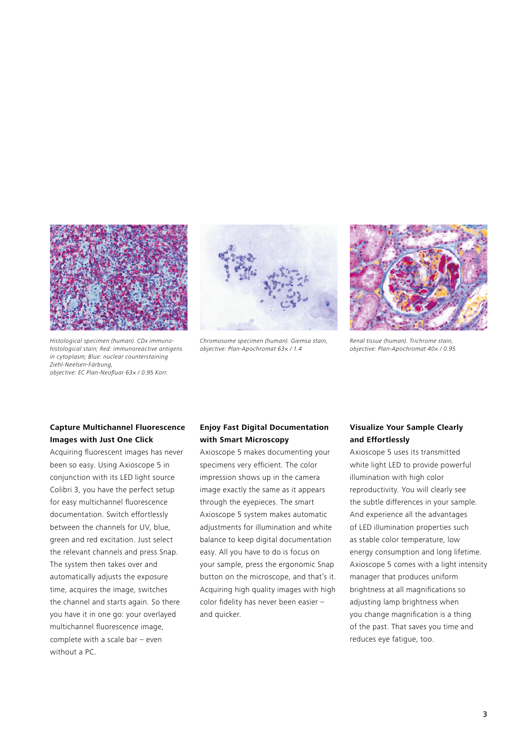*Histological specimen (human). CDx immuno-histological stain; Red: immunoreactive antigens in cytoplasm; Blue: nuclear counterstaining Ziehl-Neelsen-Färbung, objective: EC Plan-Neofluar 63× / 0.95 Korr.*

*Chromosome specimen (human). Giemsa stain, objective: Plan-Apochromat 63× / 1.4*

*Renal tissue (human). Trichrome stain, objective: Plan-Apochromat 40× / 0.95*

**Capture Multichannel Fluorescence Images with Just One Click**

Acquiring fluorescent images has never been so easy. Using Axioscope 5 in conjunction with its LED light source Colibri 3, you have the perfect setup for easy multichannel fluorescence documentation. Switch effortlessly between the channels for UV, blue, green and red excitation. Just select the relevant channels and press Snap. The system then takes over and automatically adjusts the exposure time, acquires the image, switches the channel and starts again. So there you have it in one go: your overlayed multichannel fluorescence image, complete with a scale bar – even without a PC.

**Enjoy Fast Digital Documentation with Smart Microscopy**

Axioscope 5 makes documenting your specimens very efficient. The color impression shows up in the camera image exactly the same as it appears through the eyepieces. The smart Axioscope 5 system makes automatic adjustments for illumination and white balance to keep digital documentation easy. All you have to do is focus on your sample, press the ergonomic Snap button on the microscope, and that's it. Acquiring high quality images with high color fidelity has never been easier – and quicker.

**Visualize Your Sample Clearly and Effortlessly**

Axioscope 5 uses its transmitted white light LED to provide powerful illumination with high color reproductivity. You will clearly see the subtle differences in your sample. And experience all the advantages of LED illumination properties such as stable color temperature, low energy consumption and long lifetime. Axioscope 5 comes with a light intensity manager that produces uniform brightness at all magnifications so adjusting lamp brightness when you change magnification is a thing of the past. That saves you time and reduces eye fatigue, too.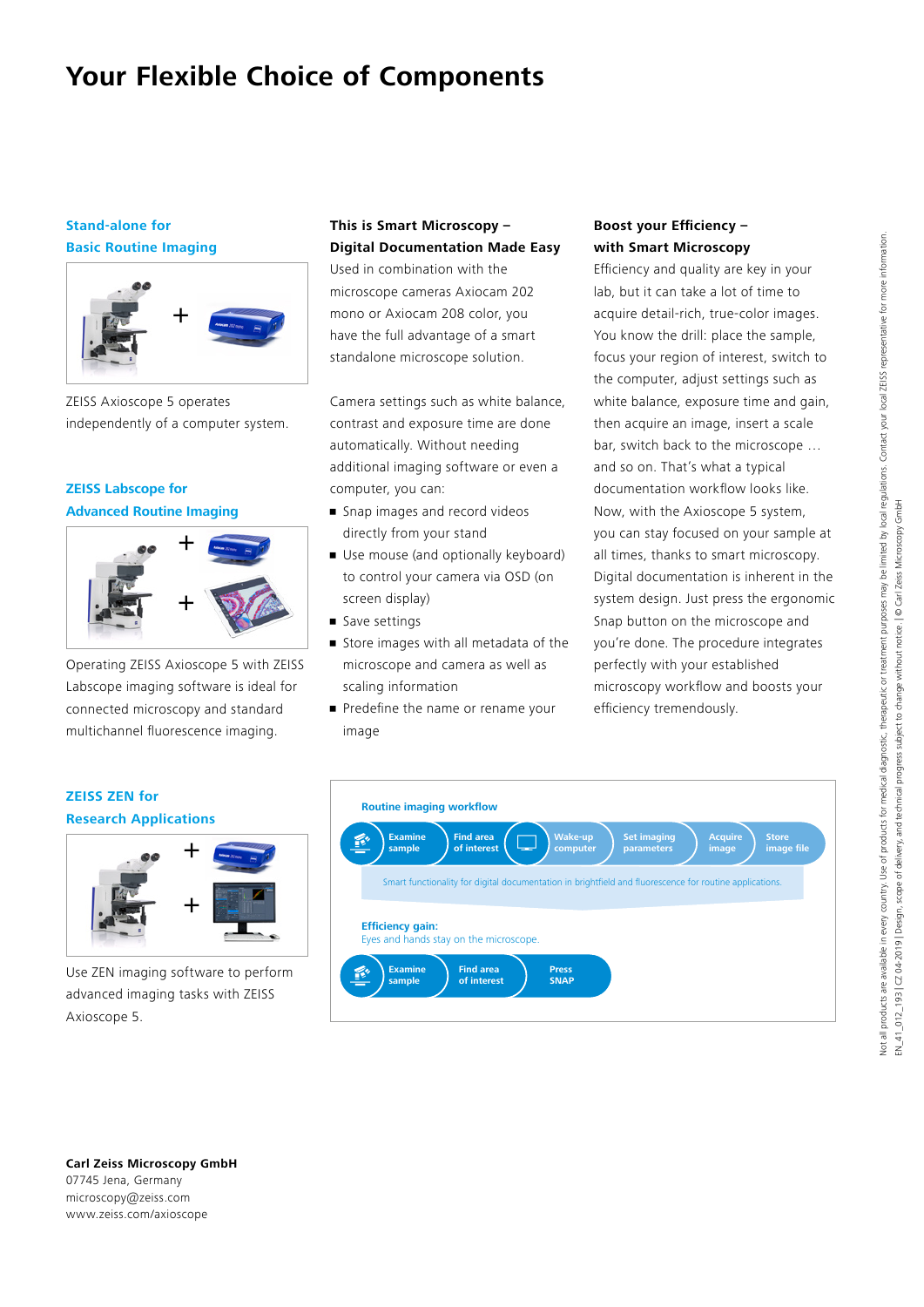# Your Flexible Choice of Components

### Stand-alone for Basic Routine Imaging

ZEISS Axioscope 5 operates independently of a computer system.

### ZEISS Labscope for Advanced Routine Imaging

Operating ZEISS Axioscope 5 with ZEISS Labscope imaging software is ideal for connected microscopy and standard multichannel fluorescence imaging.

### ZEISS ZEN for Research Applications

Use ZEN imaging software to perform advanced imaging tasks with ZEISS Axioscope 5.

### This is Smart Microscopy – Digital Documentation Made Easy

Used in combination with the microscope cameras Axiocam 202 mono or Axiocam 208 color, you have the full advantage of a smart standalone microscope solution.

Camera settings such as white balance, contrast and exposure time are done automatically. Without needing additional imaging software or even a computer, you can:

- Snap images and record videos directly from your stand
- Use mouse (and optionally keyboard) to control your camera via OSD (on screen display)
- Save settings
- Store images with all metadata of the microscope and camera as well as scaling information
- Predefine the name or rename your image

### Boost your Efficiency – with Smart Microscopy

Efficiency and quality are key in your lab, but it can take a lot of time to acquire detail-rich, true-color images. You know the drill: place the sample, focus your region of interest, switch to the computer, adjust settings such as white balance, exposure time and gain, then acquire an image, insert a scale bar, switch back to the microscope … and so on. That's what a typical documentation workflow looks like. Now, with the Axioscope 5 system, you can stay focused on your sample at all times, thanks to smart microscopy. Digital documentation is inherent in the system design. Just press the ergonomic Snap button on the microscope and you're done. The procedure integrates perfectly with your established microscopy workflow and boosts your efficiency tremendously.

**Routine imaging workflow**

Examine sample
Find area of interest
Wake-up computer
Set imaging parameters
Acquire image
Store image file

Smart functionality for digital documentation in brightfield and fluorescence for routine applications.

**Efficiency gain:**
Eyes and hands stay on the microscope.

Examine sample
Find area of interest
Press SNAP

**Carl Zeiss Microscopy GmbH**
07745 Jena, Germany
microscopy@zeiss.com
www.zeiss.com/axioscope

Not all products are available in every country. Use of products for medical diagnostic, therapeutic or treatment purposes may be limited by local regulations. Contact your local ZEISS representative for more information.
EN_41_012_193 | CZ 04-2019 | Design, scope of delivery, and technical progress subject to change without notice. | © Carl Zeiss Microscopy GmbH